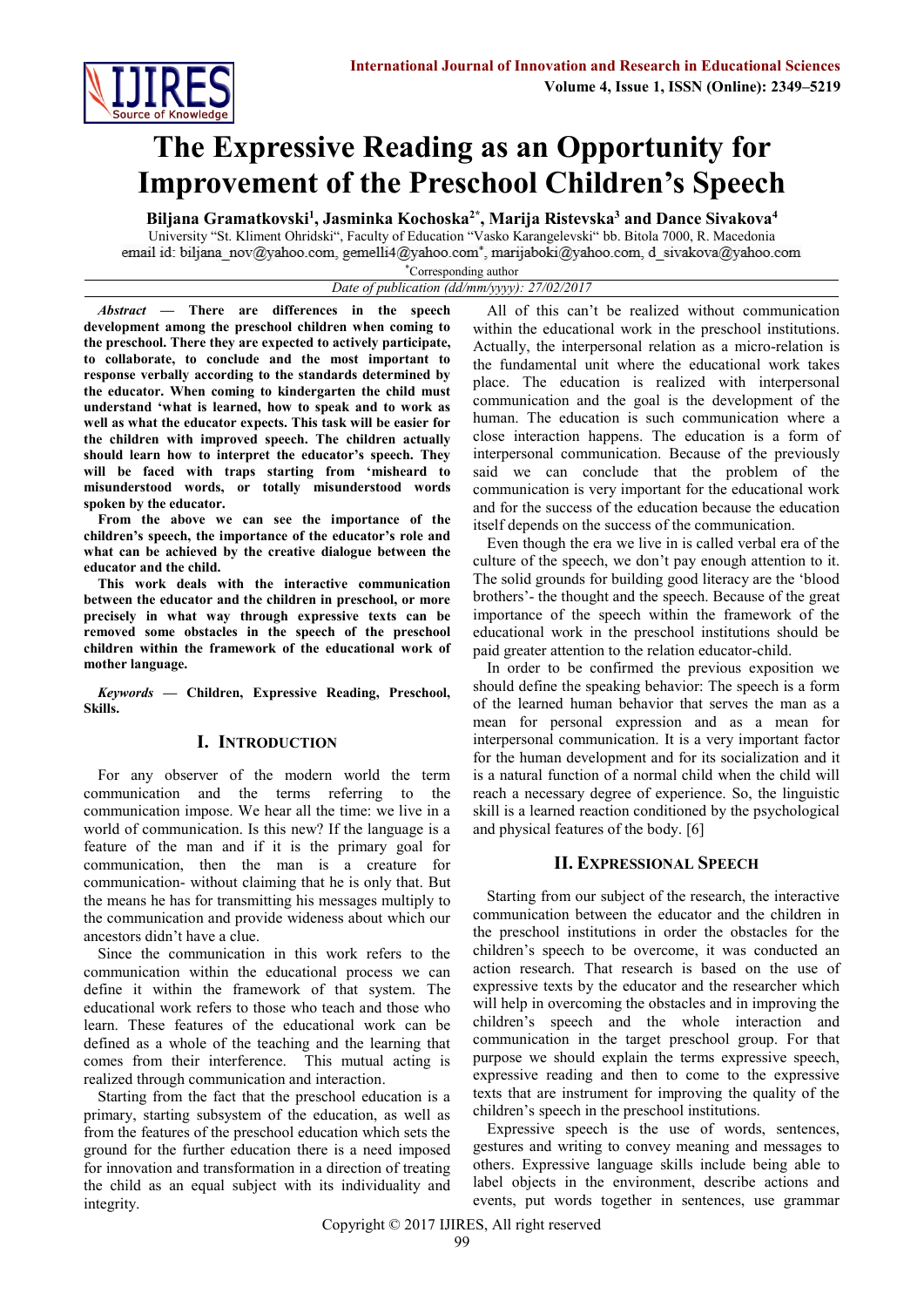# The Expressive Reading as an Opportunity for Improvement of the Preschool Children's Speech

**Biljana Gramatkovski[1], Jasminka Kochoska[2*], Marija Ristevska[3] and Dance Sivakova[4]**

University "St. Kliment Ohridski", Faculty of Education "Vasko Karangelevski" bb. Bitola 7000, R. Macedonia

email id: biljana_nov@yahoo.com, gemelli4@yahoo.com*, marijaboki@yahoo.com, d_sivakova@yahoo.com

*Corresponding author

*Date of publication (dd/mm/yyyy): 27/02/2017*

***Abstract* — There are differences in the speech development among the preschool children when coming to the preschool. There they are expected to actively participate, to collaborate, to conclude and the most important to response verbally according to the standards determined by the educator. When coming to kindergarten the child must understand 'what is learned, how to speak and to work as well as what the educator expects. This task will be easier for the children with improved speech. The children actually should learn how to interpret the educator's speech. They will be faced with traps starting from 'misheard to misunderstood words, or totally misunderstood words spoken by the educator.**

**From the above we can see the importance of the children's speech, the importance of the educator's role and what can be achieved by the creative dialogue between the educator and the child.**

**This work deals with the interactive communication between the educator and the children in preschool, or more precisely in what way through expressive texts can be removed some obstacles in the speech of the preschool children within the framework of the educational work of mother language.**

***Keywords* — Children, Expressive Reading, Preschool, Skills.**

## I. Introduction

For any observer of the modern world the term communication and the terms referring to the communication impose. We hear all the time: we live in a world of communication. Is this new? If the language is a feature of the man and if it is the primary goal for communication, then the man is a creature for communication- without claiming that he is only that. But the means he has for transmitting his messages multiply to the communication and provide wideness about which our ancestors didn't have a clue.

Since the communication in this work refers to the communication within the educational process we can define it within the framework of that system. The educational work refers to those who teach and those who learn. These features of the educational work can be defined as a whole of the teaching and the learning that comes from their interference. This mutual acting is realized through communication and interaction.

Starting from the fact that the preschool education is a primary, starting subsystem of the education, as well as from the features of the preschool education which sets the ground for the further education there is a need imposed for innovation and transformation in a direction of treating the child as an equal subject with its individuality and integrity.

All of this can't be realized without communication within the educational work in the preschool institutions. Actually, the interpersonal relation as a micro-relation is the fundamental unit where the educational work takes place. The education is realized with interpersonal communication and the goal is the development of the human. The education is such communication where a close interaction happens. The education is a form of interpersonal communication. Because of the previously said we can conclude that the problem of the communication is very important for the educational work and for the success of the education because the education itself depends on the success of the communication.

Even though the era we live in is called verbal era of the culture of the speech, we don't pay enough attention to it. The solid grounds for building good literacy are the 'blood brothers'- the thought and the speech. Because of the great importance of the speech within the framework of the educational work in the preschool institutions should be paid greater attention to the relation educator-child.

In order to be confirmed the previous exposition we should define the speaking behavior: The speech is a form of the learned human behavior that serves the man as a mean for personal expression and as a mean for interpersonal communication. It is a very important factor for the human development and for its socialization and it is a natural function of a normal child when the child will reach a necessary degree of experience. So, the linguistic skill is a learned reaction conditioned by the psychological and physical features of the body. [6]

## II. Expressional Speech

Starting from our subject of the research, the interactive communication between the educator and the children in the preschool institutions in order the obstacles for the children's speech to be overcome, it was conducted an action research. That research is based on the use of expressive texts by the educator and the researcher which will help in overcoming the obstacles and in improving the children's speech and the whole interaction and communication in the target preschool group. For that purpose we should explain the terms expressive speech, expressive reading and then to come to the expressive texts that are instrument for improving the quality of the children's speech in the preschool institutions.

Expressive speech is the use of words, sentences, gestures and writing to convey meaning and messages to others. Expressive language skills include being able to label objects in the environment, describe actions and events, put words together in sentences, use grammar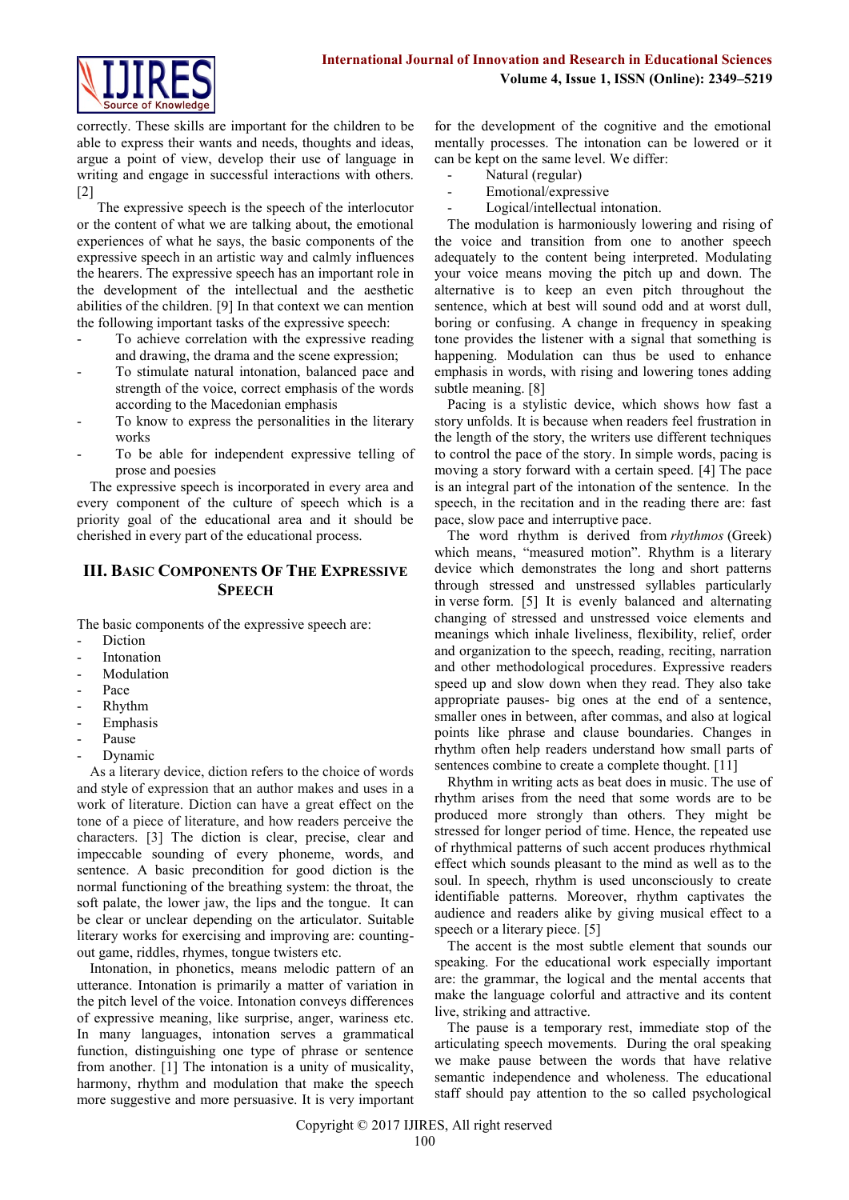correctly. These skills are important for the children to be able to express their wants and needs, thoughts and ideas, argue a point of view, develop their use of language in writing and engage in successful interactions with others. [2]

The expressive speech is the speech of the interlocutor or the content of what we are talking about, the emotional experiences of what he says, the basic components of the expressive speech in an artistic way and calmly influences the hearers. The expressive speech has an important role in the development of the intellectual and the aesthetic abilities of the children. [9] In that context we can mention the following important tasks of the expressive speech:

- To achieve correlation with the expressive reading and drawing, the drama and the scene expression;
- To stimulate natural intonation, balanced pace and strength of the voice, correct emphasis of the words according to the Macedonian emphasis
- To know to express the personalities in the literary works
- To be able for independent expressive telling of prose and poesies

The expressive speech is incorporated in every area and every component of the culture of speech which is a priority goal of the educational area and it should be cherished in every part of the educational process.

## III. Basic Components Of The Expressive Speech

The basic components of the expressive speech are:

- Diction
- Intonation
- Modulation
- Pace
- Rhythm
- Emphasis
- Pause
- Dynamic

As a literary device, diction refers to the choice of words and style of expression that an author makes and uses in a work of literature. Diction can have a great effect on the tone of a piece of literature, and how readers perceive the characters. [3] The diction is clear, precise, clear and impeccable sounding of every phoneme, words, and sentence. A basic precondition for good diction is the normal functioning of the breathing system: the throat, the soft palate, the lower jaw, the lips and the tongue. It can be clear or unclear depending on the articulator. Suitable literary works for exercising and improving are: counting-out game, riddles, rhymes, tongue twisters etc.

Intonation, in phonetics, means melodic pattern of an utterance. Intonation is primarily a matter of variation in the pitch level of the voice. Intonation conveys differences of expressive meaning, like surprise, anger, wariness etc. In many languages, intonation serves a grammatical function, distinguishing one type of phrase or sentence from another. [1] The intonation is a unity of musicality, harmony, rhythm and modulation that make the speech more suggestive and more persuasive. It is very important for the development of the cognitive and the emotional mentally processes. The intonation can be lowered or it can be kept on the same level. We differ:

- Natural (regular)
- Emotional/expressive
- Logical/intellectual intonation.

The modulation is harmoniously lowering and rising of the voice and transition from one to another speech adequately to the content being interpreted. Modulating your voice means moving the pitch up and down. The alternative is to keep an even pitch throughout the sentence, which at best will sound odd and at worst dull, boring or confusing. A change in frequency in speaking tone provides the listener with a signal that something is happening. Modulation can thus be used to enhance emphasis in words, with rising and lowering tones adding subtle meaning. [8]

Pacing is a stylistic device, which shows how fast a story unfolds. It is because when readers feel frustration in the length of the story, the writers use different techniques to control the pace of the story. In simple words, pacing is moving a story forward with a certain speed. [4] The pace is an integral part of the intonation of the sentence. In the speech, in the recitation and in the reading there are: fast pace, slow pace and interruptive pace.

The word rhythm is derived from *rhythmos* (Greek) which means, "measured motion". Rhythm is a literary device which demonstrates the long and short patterns through stressed and unstressed syllables particularly in verse form. [5] It is evenly balanced and alternating changing of stressed and unstressed voice elements and meanings which inhale liveliness, flexibility, relief, order and organization to the speech, reading, reciting, narration and other methodological procedures. Expressive readers speed up and slow down when they read. They also take appropriate pauses- big ones at the end of a sentence, smaller ones in between, after commas, and also at logical points like phrase and clause boundaries. Changes in rhythm often help readers understand how small parts of sentences combine to create a complete thought. [11]

Rhythm in writing acts as beat does in music. The use of rhythm arises from the need that some words are to be produced more strongly than others. They might be stressed for longer period of time. Hence, the repeated use of rhythmical patterns of such accent produces rhythmical effect which sounds pleasant to the mind as well as to the soul. In speech, rhythm is used unconsciously to create identifiable patterns. Moreover, rhythm captivates the audience and readers alike by giving musical effect to a speech or a literary piece. [5]

The accent is the most subtle element that sounds our speaking. For the educational work especially important are: the grammar, the logical and the mental accents that make the language colorful and attractive and its content live, striking and attractive.

The pause is a temporary rest, immediate stop of the articulating speech movements. During the oral speaking we make pause between the words that have relative semantic independence and wholeness. The educational staff should pay attention to the so called psychological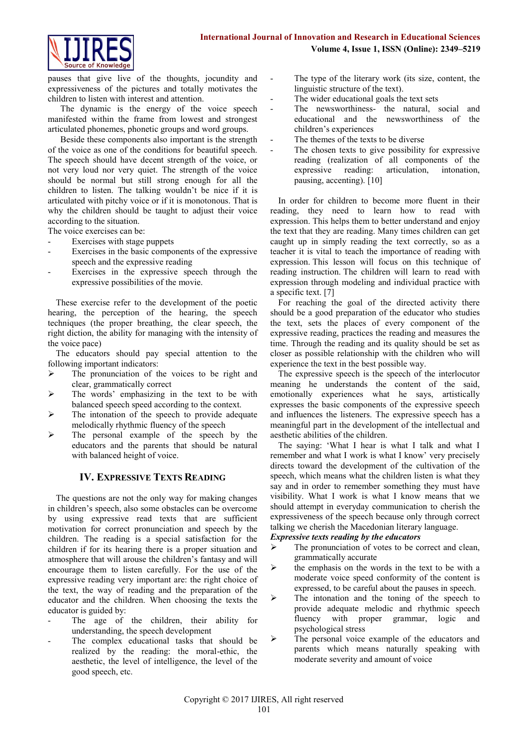pauses that give live of the thoughts, jocundity and expressiveness of the pictures and totally motivates the children to listen with interest and attention.

The dynamic is the energy of the voice speech manifested within the frame from lowest and strongest articulated phonemes, phonetic groups and word groups.

Beside these components also important is the strength of the voice as one of the conditions for beautiful speech. The speech should have decent strength of the voice, or not very loud nor very quiet. The strength of the voice should be normal but still strong enough for all the children to listen. The talking wouldn't be nice if it is articulated with pitchy voice or if it is monotonous. That is why the children should be taught to adjust their voice according to the situation.

The voice exercises can be:

- Exercises with stage puppets
- Exercises in the basic components of the expressive speech and the expressive reading
- Exercises in the expressive speech through the expressive possibilities of the movie.

These exercise refer to the development of the poetic hearing, the perception of the hearing, the speech techniques (the proper breathing, the clear speech, the right diction, the ability for managing with the intensity of the voice pace)

The educators should pay special attention to the following important indicators:

- ➢ The pronunciation of the voices to be right and clear, grammatically correct
- ➢ The words' emphasizing in the text to be with balanced speech speed according to the context.
- ➢ The intonation of the speech to provide adequate melodically rhythmic fluency of the speech
- ➢ The personal example of the speech by the educators and the parents that should be natural with balanced height of voice.

## IV. Expressive Texts Reading

The questions are not the only way for making changes in children's speech, also some obstacles can be overcome by using expressive read texts that are sufficient motivation for correct pronunciation and speech by the children. The reading is a special satisfaction for the children if for its hearing there is a proper situation and atmosphere that will arouse the children's fantasy and will encourage them to listen carefully. For the use of the expressive reading very important are: the right choice of the text, the way of reading and the preparation of the educator and the children. When choosing the texts the educator is guided by:

- The age of the children, their ability for understanding, the speech development
- The complex educational tasks that should be realized by the reading: the moral-ethic, the aesthetic, the level of intelligence, the level of the good speech, etc.
- The type of the literary work (its size, content, the linguistic structure of the text).
- The wider educational goals the text sets
- The newsworthiness- the natural, social and educational and the newsworthiness of the children's experiences
- The themes of the texts to be diverse
- The chosen texts to give possibility for expressive reading (realization of all components of the expressive reading: articulation, intonation, pausing, accenting). [10]

In order for children to become more fluent in their reading, they need to learn how to read with expression. This helps them to better understand and enjoy the text that they are reading. Many times children can get caught up in simply reading the text correctly, so as a teacher it is vital to teach the importance of reading with expression. This lesson will focus on this technique of reading instruction. The children will learn to read with expression through modeling and individual practice with a specific text. [7]

For reaching the goal of the directed activity there should be a good preparation of the educator who studies the text, sets the places of every component of the expressive reading, practices the reading and measures the time. Through the reading and its quality should be set as closer as possible relationship with the children who will experience the text in the best possible way.

The expressive speech is the speech of the interlocutor meaning he understands the content of the said, emotionally experiences what he says, artistically expresses the basic components of the expressive speech and influences the listeners. The expressive speech has a meaningful part in the development of the intellectual and aesthetic abilities of the children.

The saying: 'What I hear is what I talk and what I remember and what I work is what I know' very precisely directs toward the development of the cultivation of the speech, which means what the children listen is what they say and in order to remember something they must have visibility. What I work is what I know means that we should attempt in everyday communication to cherish the expressiveness of the speech because only through correct talking we cherish the Macedonian literary language.

***Expressive texts reading by the educators***

- ➢ The pronunciation of votes to be correct and clean, grammatically accurate
- ➢ the emphasis on the words in the text to be with a moderate voice speed conformity of the content is expressed, to be careful about the pauses in speech.
- ➢ The intonation and the toning of the speech to provide adequate melodic and rhythmic speech fluency with proper grammar, logic and psychological stress
- ➢ The personal voice example of the educators and parents which means naturally speaking with moderate severity and amount of voice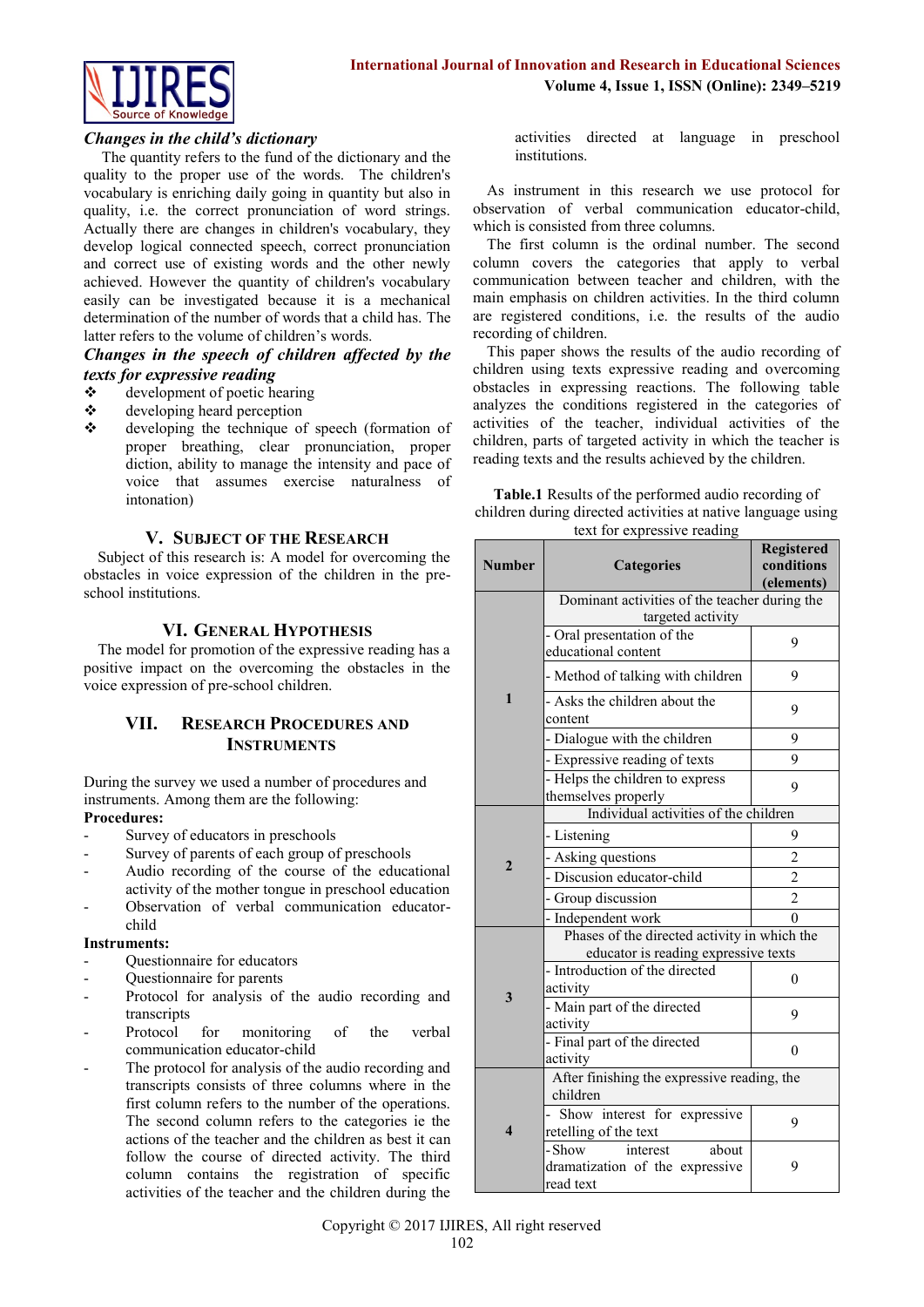### *Changes in the child's dictionary*

The quantity refers to the fund of the dictionary and the quality to the proper use of the words. The children's vocabulary is enriching daily going in quantity but also in quality, i.e. the correct pronunciation of word strings. Actually there are changes in children's vocabulary, they develop logical connected speech, correct pronunciation and correct use of existing words and the other newly achieved. However the quantity of children's vocabulary easily can be investigated because it is a mechanical determination of the number of words that a child has. The latter refers to the volume of children's words.

### *Changes in the speech of children affected by the texts for expressive reading*

- development of poetic hearing
- developing heard perception
- developing the technique of speech (formation of proper breathing, clear pronunciation, proper diction, ability to manage the intensity and pace of voice that assumes exercise naturalness of intonation)

## V. Subject of the Research

Subject of this research is: A model for overcoming the obstacles in voice expression of the children in the pre-school institutions.

## VI. General Hypothesis

The model for promotion of the expressive reading has a positive impact on the overcoming the obstacles in the voice expression of pre-school children.

## VII. Research Procedures and Instruments

During the survey we used a number of procedures and instruments. Among them are the following:

**Procedures:**

- Survey of educators in preschools
- Survey of parents of each group of preschools
- Audio recording of the course of the educational activity of the mother tongue in preschool education
- Observation of verbal communication educator-child

**Instruments:**

- Questionnaire for educators
- Questionnaire for parents
- Protocol for analysis of the audio recording and transcripts
- Protocol for monitoring of the verbal communication educator-child
- The protocol for analysis of the audio recording and transcripts consists of three columns where in the first column refers to the number of the operations. The second column refers to the categories ie the actions of the teacher and the children as best it can follow the course of directed activity. The third column contains the registration of specific activities of the teacher and the children during the activities directed at language in preschool institutions.

As instrument in this research we use protocol for observation of verbal communication educator-child, which is consisted from three columns.

The first column is the ordinal number. The second column covers the categories that apply to verbal communication between teacher and children, with the main emphasis on children activities. In the third column are registered conditions, i.e. the results of the audio recording of children.

This paper shows the results of the audio recording of children texts expressive reading and overcoming obstacles in expressing reactions. The following table analyzes the conditions registered in the categories of activities of the teacher, individual activities of the children, parts of targeted activity in which the teacher is reading texts and the results achieved by the children.

**Table.1** Results of the performed audio recording of children during directed activities at native language using text for expressive reading

| Number | Categories | Registered conditions (elements) |
|---|---|---|
| 1 | Dominant activities of the teacher during the targeted activity | |
| | - Oral presentation of the educational content | 9 |
| | - Method of talking with children | 9 |
| | - Asks the children about the content | 9 |
| | - Dialogue with the children | 9 |
| | - Expressive reading of texts | 9 |
| | - Helps the children to express themselves properly | 9 |
| 2 | Individual activities of the children | |
| | - Listening | 9 |
| | - Asking questions | 2 |
| | - Discusion educator-child | 2 |
| | - Group discussion | 2 |
| | - Independent work | 0 |
| 3 | Phases of the directed activity in which the educator is reading expressive texts | |
| | - Introduction of the directed activity | 0 |
| | - Main part of the directed activity | 9 |
| | - Final part of the directed activity | 0 |
| 4 | After finishing the expressive reading, the children | |
| | - Show interest for expressive retelling of the text | 9 |
| | - Show interest about dramatization of the expressive read text | 9 |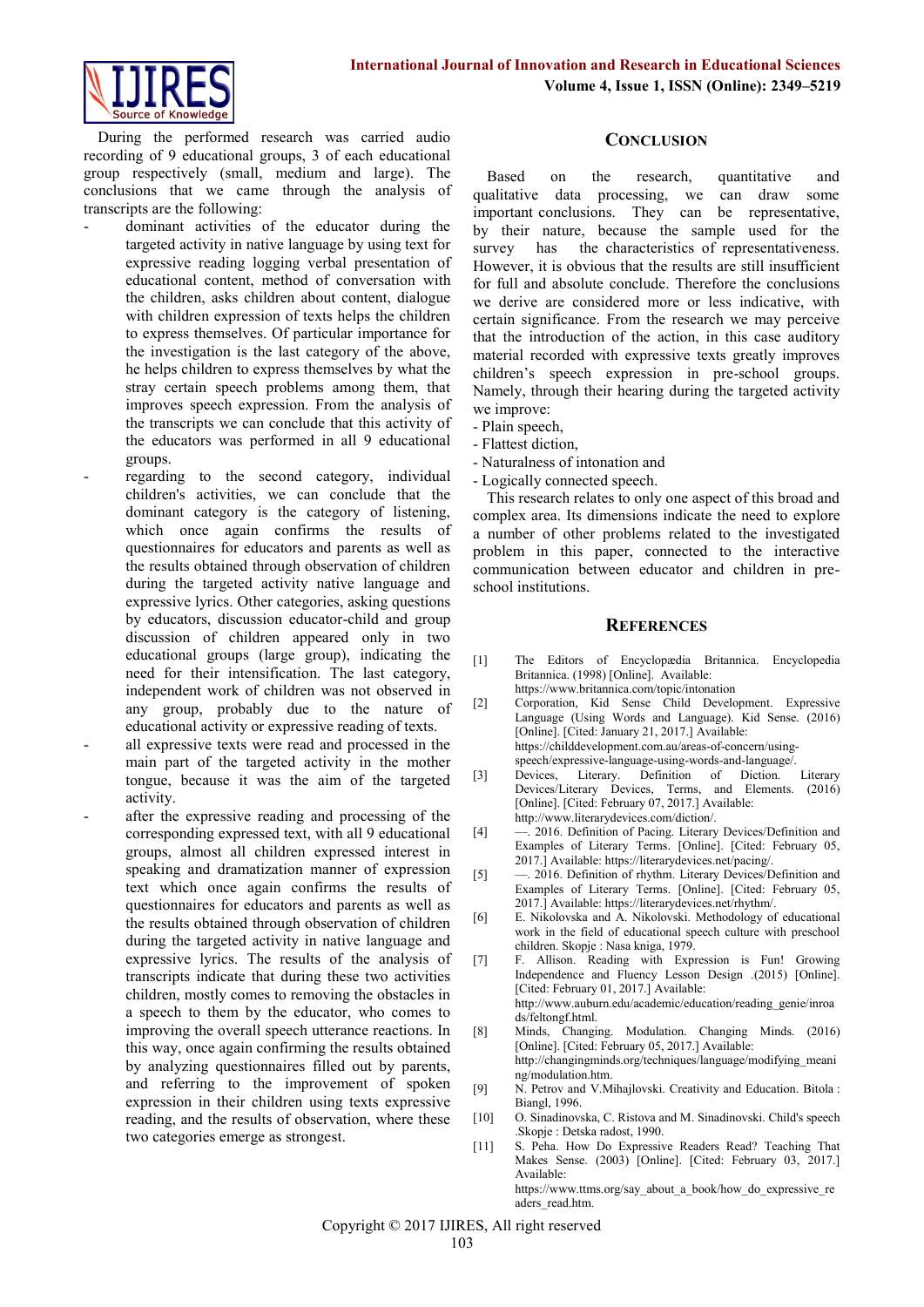During the performed research was carried audio recording of 9 educational groups, 3 of each educational group respectively (small, medium and large). The conclusions that we came through the analysis of transcripts are the following:

- dominant activities of the educator during the targeted activity in native language by using text for expressive reading logging verbal presentation of educational content, method of conversation with the children, asks children about content, dialogue with children expression of texts helps the children to express themselves. Of particular importance for the investigation is the last category of the above, he helps children to express themselves by what the stray certain speech problems among them, that improves speech expression. From the analysis of the transcripts we can conclude that this activity of the educators was performed in all 9 educational groups.
- regarding to the second category, individual children's activities, we can conclude that the dominant category is the category of listening, which once again confirms the results of questionnaires for educators and parents as well as the results obtained through observation of children during the targeted activity native language and expressive lyrics. Other categories, asking questions by educators, discussion educator-child and group discussion of children appeared only in two educational groups (large group), indicating the need for their intensification. The last category, independent work of children was not observed in any group, probably due to the nature of educational activity or expressive reading of texts.
- all expressive texts were read and processed in the main part of the targeted activity in the mother tongue, because it was the aim of the targeted activity.
- after the expressive reading and processing of the corresponding expressed text, with all 9 educational groups, almost all children expressed interest in speaking and dramatization manner of expression text which once again confirms the results of questionnaires for educators and parents as well as the results obtained through observation of children during the targeted activity in native language and expressive lyrics. The results of the analysis of transcripts indicate that during these two activities children, mostly comes to removing the obstacles in a speech to them by the educator, who comes to improving the overall speech utterance reactions. In this way, once again confirming the results obtained by analyzing questionnaires filled out by parents, and referring to the improvement of spoken expression in their children using texts expressive reading, and the results of observation, where these two categories emerge as strongest.

## Conclusion

Based on the research, quantitative and qualitative data processing, we can draw some important conclusions. They can be representative, by their nature, because the sample used for the survey has the characteristics of representativeness. However, it is obvious that the results are still insufficient for full and absolute conclude. Therefore the conclusions we derive are considered more or less indicative, with certain significance. From the research we may perceive that the introduction of the action, in this case auditory material recorded with expressive texts greatly improves children's speech expression in pre-school groups. Namely, through their hearing during the targeted activity we improve:

- Plain speech,
- Flattest diction,
- Naturalness of intonation and
- Logically connected speech.

This research relates to only one aspect of this broad and complex area. Its dimensions indicate the need to explore a number of other problems related to the investigated problem in this paper, connected to the interactive communication between educator and children in pre-school institutions.

## References

[1] The Editors of Encyclopædia Britannica. Encyclopedia Britannica. (1998) [Online]. Available: https://www.britannica.com/topic/intonation

[2] Corporation, Kid Sense Child Development. Expressive Language (Using Words and Language). Kid Sense. (2016) [Online]. [Cited: January 21, 2017.] Available: https://childdevelopment.com.au/areas-of-concern/using-speech/expressive-language-using-words-and-language/.

[3] Devices, Literary. Definition of Diction. Literary Devices/Literary Devices, Terms, and Elements. (2016) [Online]. [Cited: February 07, 2017.] Available: http://www.literarydevices.com/diction/.

[4] —. 2016. Definition of Pacing. Literary Devices/Definition and Examples of Literary Terms. [Online]. [Cited: February 05, 2017.] Available: https://literarydevices.net/pacing/.

[5] —. 2016. Definition of rhythm. Literary Devices/Definition and Examples of Literary Terms. [Online]. [Cited: February 05, 2017.] Available: https://literarydevices.net/rhythm/.

[6] E. Nikolovska and A. Nikolovski. Methodology of educational work in the field of educational speech culture with preschool children. Skopje : Nasa kniga, 1979.

[7] F. Allison. Reading with Expression is Fun! Growing Independence and Fluency Lesson Design .(2015) [Online]. [Cited: February 01, 2017.] Available: http://www.auburn.edu/academic/education/reading_genie/inroads/feltongf.html.

[8] Minds, Changing. Modulation. Changing Minds. (2016) [Online]. [Cited: February 05, 2017.] Available: http://changingminds.org/techniques/language/modifying_meaning/modulation.htm.

[9] N. Petrov and V.Mihajlovski. Creativity and Education. Bitola : Biangl, 1996.

[10] O. Sinadinovska, C. Ristova and M. Sinadinovski. Child's speech .Skopje : Detska radost, 1990.

[11] S. Peha. How Do Expressive Readers Read? Teaching That Makes Sense. (2003) [Online]. [Cited: February 03, 2017.] Available: https://www.ttms.org/say_about_a_book/how_do_expressive_readers_read.htm.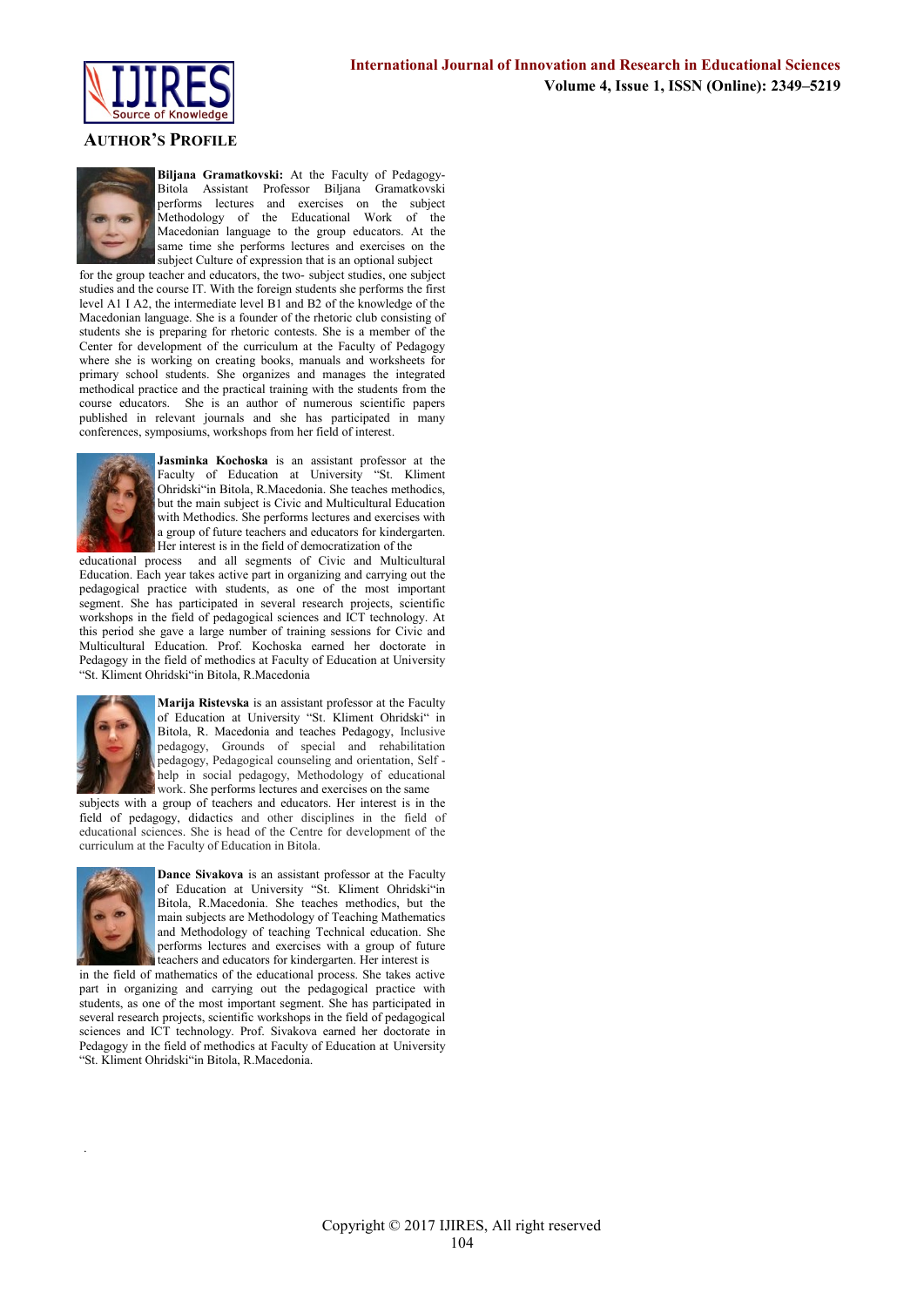## AUTHOR'S PROFILE

**Biljana Gramatkovski:** At the Faculty of Pedagogy-Bitola Assistant Professor Biljana Gramatkovski performs lectures and exercises on the subject Methodology of the Educational Work of the Macedonian language to the group educators. At the same time she performs lectures and exercises on the subject Culture of expression that is an optional subject for the group teacher and educators, the two- subject studies, one subject studies and the course IT. With the foreign students she performs the first level A1 I A2, the intermediate level B1 and B2 of the knowledge of the Macedonian language. She is a founder of the rhetoric club consisting of students she is preparing for rhetoric contests. She is a member of the Center for development of the curriculum at the Faculty of Pedagogy where she is working on creating books, manuals and worksheets for primary school students. She organizes and manages the integrated methodical practice and the practical training with the students from the course educators. She is an author of numerous scientific papers published in relevant journals and she has participated in many conferences, symposiums, workshops from her field of interest.

**Jasminka Kochoska** is an assistant professor at the Faculty of Education at University "St. Kliment Ohridski"in Bitola, R.Macedonia. She teaches methodics, but the main subject is Civic and Multicultural Education with Methodics. She performs lectures and exercises with a group of future teachers and educators for kindergarten. Her interest is in the field of democratization of the educational process and all segments of Civic and Multicultural Education. Each year takes active part in organizing and carrying out the pedagogical practice with students, as one of the most important segment. She has participated in several research projects, scientific workshops in the field of pedagogical sciences and ICT technology. At this period she gave a large number of training sessions for Civic and Multicultural Education. Prof. Kochoska earned her doctorate in Pedagogy in the field of methodics at Faculty of Education at University "St. Kliment Ohridski"in Bitola, R.Macedonia

**Marija Ristevska** is an assistant professor at the Faculty of Education at University "St. Kliment Ohridski" in Bitola, R. Macedonia and teaches Pedagogy, Inclusive pedagogy, Grounds of special and rehabilitation pedagogy, Pedagogical counseling and orientation, Self - help in social pedagogy, Methodology of educational work. She performs lectures and exercises on the same subjects with a group of teachers and educators. Her interest is in the field of pedagogy, didactics and other disciplines in the field of educational sciences. She is head of the Centre for development of the curriculum at the Faculty of Education in Bitola.

**Dance Sivakova** is an assistant professor at the Faculty of Education at University "St. Kliment Ohridski"in Bitola, R.Macedonia. She teaches methodics, but the main subjects are Methodology of Teaching Mathematics and Methodology of teaching Technical education. She performs lectures and exercises with a group of future teachers and educators for kindergarten. Her interest is in the field of mathematics of the educational process. She takes active part in organizing and carrying out the pedagogical practice with students, as one of the most important segment. She has participated in several research projects, scientific workshops in the field of pedagogical sciences and ICT technology. Prof. Sivakova earned her doctorate in Pedagogy in the field of methodics at Faculty of Education at University "St. Kliment Ohridski"in Bitola, R.Macedonia.